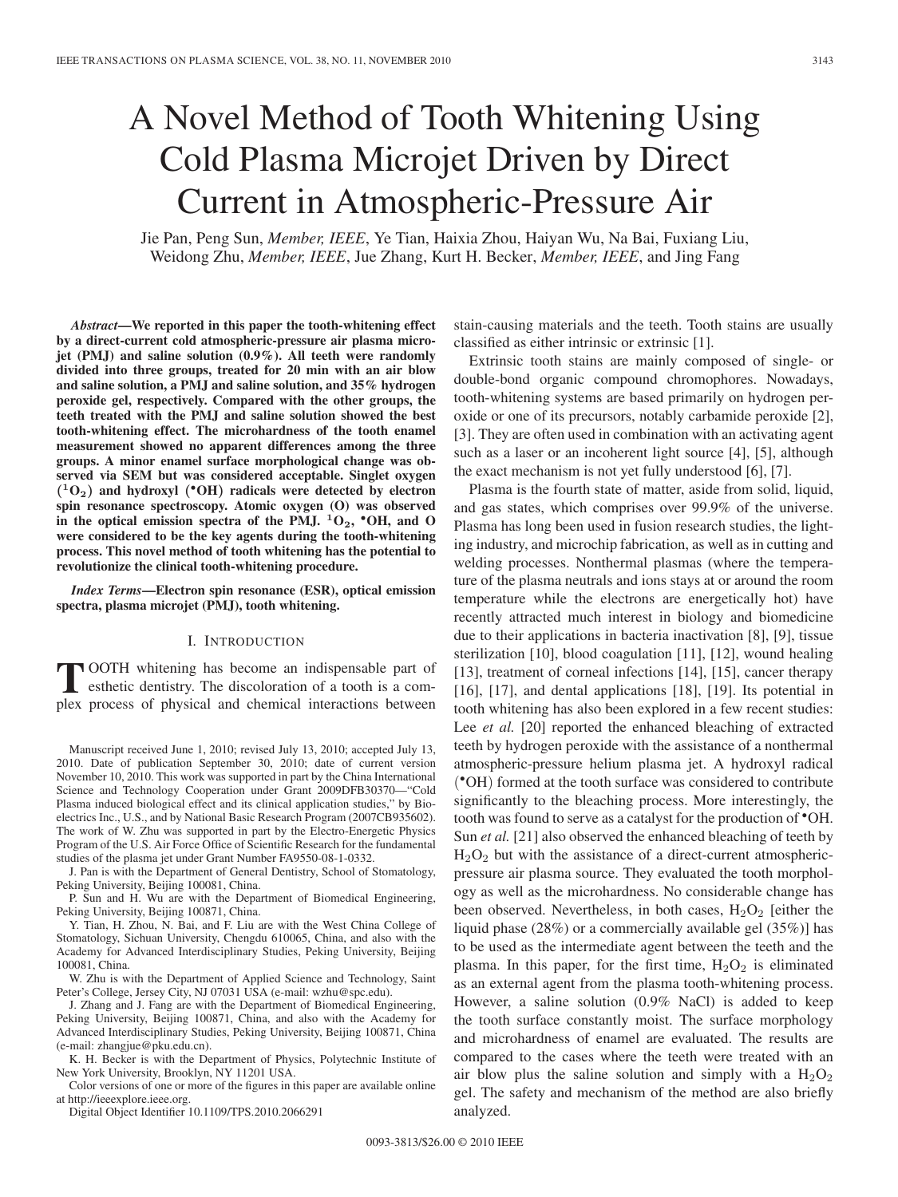# A Novel Method of Tooth Whitening Using Cold Plasma Microjet Driven by Direct Current in Atmospheric-Pressure Air

Jie Pan, Peng Sun, *Member, IEEE*, Ye Tian, Haixia Zhou, Haiyan Wu, Na Bai, Fuxiang Liu, Weidong Zhu, *Member, IEEE*, Jue Zhang, Kurt H. Becker, *Member, IEEE*, and Jing Fang

***Abstract*—We reported in this paper the tooth-whitening effect by a direct-current cold atmospheric-pressure air plasma microjet (PMJ) and saline solution (0.9%). All teeth were randomly divided into three groups, treated for 20 min with an air blow and saline solution, a PMJ and saline solution, and 35% hydrogen peroxide gel, respectively. Compared with the other groups, the teeth treated with the PMJ and saline solution showed the best tooth-whitening effect. The microhardness of the tooth enamel measurement showed no apparent differences among the three groups. A minor enamel surface morphological change was observed via SEM but was considered acceptable. Singlet oxygen ($^1O_2$) and hydroxyl ($^\bullet OH$) radicals were detected by electron spin resonance spectroscopy. Atomic oxygen (O) was observed in the optical emission spectra of the PMJ. $^1O_2$, $^\bullet OH$, and O were considered to be the key agents during the tooth-whitening process. This novel method of tooth whitening has the potential to revolutionize the clinical tooth-whitening procedure.**

***Index Terms*—Electron spin resonance (ESR), optical emission spectra, plasma microjet (PMJ), tooth whitening.**

## I. Introduction

TOOTH whitening has become an indispensable part of esthetic dentistry. The discoloration of a tooth is a complex process of physical and chemical interactions between stain-causing materials and the teeth. Tooth stains are usually classified as either intrinsic or extrinsic [1].

Extrinsic tooth stains are mainly composed of single- or double-bond organic compound chromophores. Nowadays, tooth-whitening systems are based primarily on hydrogen peroxide or one of its precursors, notably carbamide peroxide [2], [3]. They are often used in combination with an activating agent such as a laser or an incoherent light source [4], [5], although the exact mechanism is not yet fully understood [6], [7].

Plasma is the fourth state of matter, aside from solid, liquid, and gas states, which comprises over 99.9% of the universe. Plasma has long been used in fusion research studies, the lighting industry, and microchip fabrication, as well as in cutting and welding processes. Nonthermal plasmas (where the temperature of the plasma neutrals and ions stays at or around the room temperature while the electrons are energetically hot) have recently attracted much interest in biology and biomedicine due to their applications in bacteria inactivation [8], [9], tissue sterilization [10], blood coagulation [11], [12], wound healing [13], treatment of corneal infections [14], [15], cancer therapy [16], [17], and dental applications [18], [19]. Its potential in tooth whitening has also been explored in a few recent studies: Lee *et al.* [20] reported the enhanced bleaching of extracted teeth by hydrogen peroxide with the assistance of a nonthermal atmospheric-pressure helium plasma jet. A hydroxyl radical ($^\bullet OH$) formed at the tooth surface was considered to contribute significantly to the bleaching process. More interestingly, the tooth was found to serve as a catalyst for the production of $^\bullet OH$. Sun *et al.* [21] also observed the enhanced bleaching of teeth by $H_2O_2$ but with the assistance of a direct-current atmospheric-pressure air plasma source. They evaluated the tooth morphology as well as the microhardness. No considerable change has been observed. Nevertheless, in both cases, $H_2O_2$ [either the liquid phase (28%) or a commercially available gel (35%)] has to be used as the intermediate agent between the teeth and the plasma. In this paper, for the first time, $H_2O_2$ is eliminated as an external agent from the plasma tooth-whitening process. However, a saline solution (0.9% NaCl) is added to keep the tooth surface constantly moist. The surface morphology and microhardness of enamel are evaluated. The results are compared to the cases where the teeth were treated with an air blow plus the saline solution and simply with a $H_2O_2$ gel. The safety and mechanism of the method are also briefly analyzed.

Manuscript received June 1, 2010; revised July 13, 2010; accepted July 13, 2010. Date of publication September 30, 2010; date of current version November 10, 2010. This work was supported in part by the China International Science and Technology Cooperation under Grant 2009DFB30370—"Cold Plasma induced biological effect and its clinical application studies," by Bioelectrics Inc., U.S., and by National Basic Research Program (2007CB935602). The work of W. Zhu was supported in part by the Electro-Energetic Physics Program of the U.S. Air Force Office of Scientific Research for the fundamental studies of the plasma jet under Grant Number FA9550-08-1-0332.

J. Pan is with the Department of General Dentistry, School of Stomatology, Peking University, Beijing 100081, China.

P. Sun and H. Wu are with the Department of Biomedical Engineering, Peking University, Beijing 100871, China.

Y. Tian, H. Zhou, N. Bai, and F. Liu are with the West China College of Stomatology, Sichuan University, Chengdu 610065, China, and also with the Academy for Advanced Interdisciplinary Studies, Peking University, Beijing 100081, China.

W. Zhu is with the Department of Applied Science and Technology, Saint Peter's College, Jersey City, NJ 07031 USA (e-mail: wzhu@spc.edu).

J. Zhang and J. Fang are with the Department of Biomedical Engineering, Peking University, Beijing 100871, China, and also with the Academy for Advanced Interdisciplinary Studies, Peking University, Beijing 100871, China (e-mail: zhangjue@pku.edu.cn).

K. H. Becker is with the Department of Physics, Polytechnic Institute of New York University, Brooklyn, NY 11201 USA.

Color versions of one or more of the figures in this paper are available online at http://ieeexplore.ieee.org.

Digital Object Identifier 10.1109/TPS.2010.2066291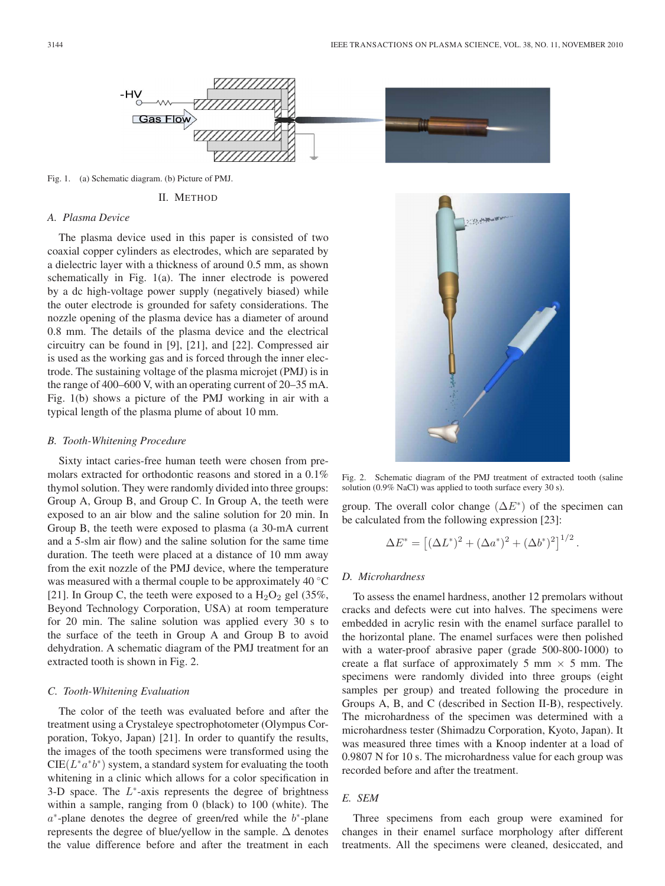Fig. 1. (a) Schematic diagram. (b) Picture of PMJ.

## II. METHOD

### A. Plasma Device

The plasma device used in this paper is consisted of two coaxial copper cylinders as electrodes, which are separated by a dielectric layer with a thickness of around 0.5 mm, as shown schematically in Fig. 1(a). The inner electrode is powered by a dc high-voltage power supply (negatively biased) while the outer electrode is grounded for safety considerations. The nozzle opening of the plasma device has a diameter of around 0.8 mm. The details of the plasma device and the electrical circuitry can be found in [9], [21], and [22]. Compressed air is used as the working gas and is forced through the inner electrode. The sustaining voltage of the plasma microjet (PMJ) is in the range of 400–600 V, with an operating current of 20–35 mA. Fig. 1(b) shows a picture of the PMJ working in air with a typical length of the plasma plume of about 10 mm.

### B. Tooth-Whitening Procedure

Sixty intact caries-free human teeth were chosen from premolars extracted for orthodontic reasons and stored in a 0.1% thymol solution. They were randomly divided into three groups: Group A, Group B, and Group C. In Group A, the teeth were exposed to an air blow and the saline solution for 20 min. In Group B, the teeth were exposed to plasma (a 30-mA current and a 5-slm air flow) and the saline solution for the same time duration. The teeth were placed at a distance of 10 mm away from the exit nozzle of the PMJ device, where the temperature was measured with a thermal couple to be approximately 40 °C [21]. In Group C, the teeth were exposed to a $H_2O_2$ gel (35%, Beyond Technology Corporation, USA) at room temperature for 20 min. The saline solution was applied every 30 s to the surface of the teeth in Group A and Group B to avoid dehydration. A schematic diagram of the PMJ treatment for an extracted tooth is shown in Fig. 2.

### C. Tooth-Whitening Evaluation

The color of the teeth was evaluated before and after the treatment using a Crystaleye spectrophotometer (Olympus Corporation, Tokyo, Japan) [21]. In order to quantify the results, the images of the tooth specimens were transformed using the CIE($L^*a^*b^*$) system, a standard system for evaluating the tooth whitening in a clinic which allows for a color specification in 3-D space. The $L^*$-axis represents the degree of brightness within a sample, ranging from 0 (black) to 100 (white). The $a^*$-plane denotes the degree of green/red while the $b^*$-plane represents the degree of blue/yellow in the sample. $\Delta$ denotes the value difference before and after the treatment in each

Fig. 2. Schematic diagram of the PMJ treatment of extracted tooth (saline solution (0.9% NaCl) was applied to tooth surface every 30 s).

group. The overall color change ($\Delta E^*$) of the specimen can be calculated from the following expression [23]:

$$\Delta E^* = \left[(\Delta L^*)^2 + (\Delta a^*)^2 + (\Delta b^*)^2\right]^{1/2}.$$

### D. Microhardness

To assess the enamel hardness, another 12 premolars without cracks and defects were cut into halves. The specimens were embedded in acrylic resin with the enamel surface parallel to the horizontal plane. The enamel surfaces were then polished with a water-proof abrasive paper (grade 500-800-1000) to create a flat surface of approximately 5 mm × 5 mm. The specimens were randomly divided into three groups (eight samples per group) and treated following the procedure in Groups A, B, and C (described in Section II-B), respectively. The microhardness of the specimen was determined with a microhardness tester (Shimadzu Corporation, Kyoto, Japan). It was measured three times with a Knoop indenter at a load of 0.9807 N for 10 s. The microhardness value for each group was recorded before and after the treatment.

### E. SEM

Three specimens from each group were examined for changes in their enamel surface morphology after different treatments. All the specimens were cleaned, desiccated, and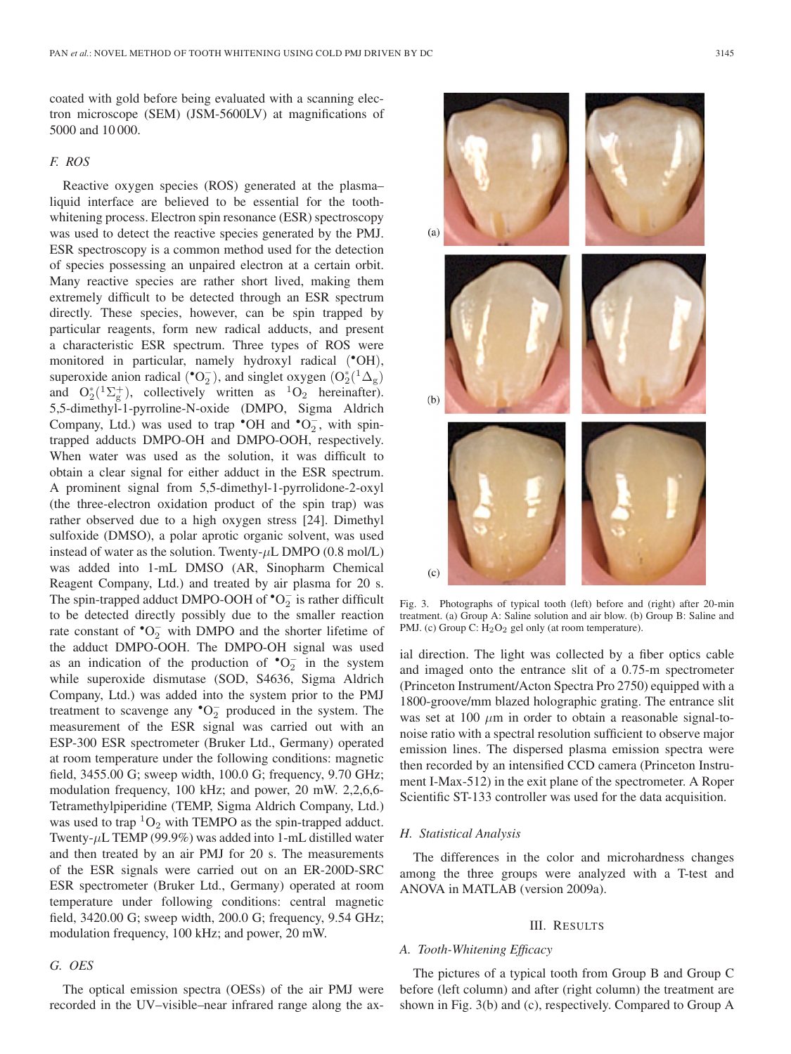coated with gold before being evaluated with a scanning electron microscope (SEM) (JSM-5600LV) at magnifications of 5000 and 10 000.

### F. ROS

Reactive oxygen species (ROS) generated at the plasma–liquid interface are believed to be essential for the tooth-whitening process. Electron spin resonance (ESR) spectroscopy was used to detect the reactive species generated by the PMJ. ESR spectroscopy is a common method used for the detection of species possessing an unpaired electron at a certain orbit. Many reactive species are rather short lived, making them extremely difficult to be detected through an ESR spectrum directly. These species, however, can be spin trapped by particular reagents, form new radical adducts, and present a characteristic ESR spectrum. Three types of ROS were monitored in particular, namely hydroxyl radical ($^{\bullet}OH$), superoxide anion radical ($^{\bullet}O_2^-$), and singlet oxygen ($O_2^*(^1\Delta_g)$ and $O_2^*(^1\Sigma_g^+)$, collectively written as $^1O_2$ hereinafter). 5,5-dimethyl-1-pyrroline-N-oxide (DMPO, Sigma Aldrich Company, Ltd.) was used to trap $^{\bullet}OH$ and $^{\bullet}O_2^-$, with spin-trapped adducts DMPO-OH and DMPO-OOH, respectively. When water was used as the solution, it was difficult to obtain a clear signal for either adduct in the ESR spectrum. A prominent signal from 5,5-dimethyl-1-pyrrolidone-2-oxyl (the three-electron oxidation product of the spin trap) was rather observed due to a high oxygen stress [24]. Dimethyl sulfoxide (DMSO), a polar aprotic organic solvent, was used instead of water as the solution. Twenty-$\mu$L DMPO (0.8 mol/L) was added into 1-mL DMSO (AR, Sinopharm Chemical Reagent Company, Ltd.) and treated by air plasma for 20 s. The spin-trapped adduct DMPO-OOH of $^{\bullet}O_2^-$ is rather difficult to be detected directly possibly due to the smaller reaction rate constant of $^{\bullet}O_2^-$ with DMPO and the shorter lifetime of the adduct DMPO-OOH. The DMPO-OH signal was used as an indication of the production of $^{\bullet}O_2^-$ in the system while superoxide dismutase (SOD, S4636, Sigma Aldrich Company, Ltd.) was added into the system prior to the PMJ treatment to scavenge any $^{\bullet}O_2^-$ produced in the system. The measurement of the ESR signal was carried out with an ESP-300 ESR spectrometer (Bruker Ltd., Germany) operated at room temperature under the following conditions: magnetic field, 3455.00 G; sweep width, 100.0 G; frequency, 9.70 GHz; modulation frequency, 100 kHz; and power, 20 mW. 2,2,6,6-Tetramethylpiperidine (TEMP, Sigma Aldrich Company, Ltd.) was used to trap $^1O_2$ with TEMPO as the spin-trapped adduct. Twenty-$\mu$L TEMP (99.9%) was added into 1-mL distilled water and then treated by an air PMJ for 20 s. The measurements of the ESR signals were carried out on an ER-200D-SRC ESR spectrometer (Bruker Ltd., Germany) operated at room temperature under following conditions: central magnetic field, 3420.00 G; sweep width, 200.0 G; frequency, 9.54 GHz; modulation frequency, 100 kHz; and power, 20 mW.

### G. OES

The optical emission spectra (OESs) of the air PMJ were recorded in the UV–visible–near infrared range along the axial direction. The light was collected by a fiber optics cable and imaged onto the entrance slit of a 0.75-m spectrometer (Princeton Instrument/Acton Spectra Pro 2750) equipped with a 1800-groove/mm blazed holographic grating. The entrance slit was set at 100 $\mu$m in order to obtain a reasonable signal-to-noise ratio with a spectral resolution sufficient to observe major emission lines. The dispersed plasma emission spectra were then recorded by an intensified CCD camera (Princeton Instrument I-Max-512) in the exit plane of the spectrometer. A Roper Scientific ST-133 controller was used for the data acquisition.

Fig. 3. Photographs of typical tooth (left) before and (right) after 20-min treatment. (a) Group A: Saline solution and air blow. (b) Group B: Saline and PMJ. (c) Group C: $H_2O_2$ gel only (at room temperature).

### H. Statistical Analysis

The differences in the color and microhardness changes among the three groups were analyzed with a T-test and ANOVA in MATLAB (version 2009a).

## III. Results

### A. Tooth-Whitening Efficacy

The pictures of a typical tooth from Group B and Group C before (left column) and after (right column) the treatment are shown in Fig. 3(b) and (c), respectively. Compared to Group A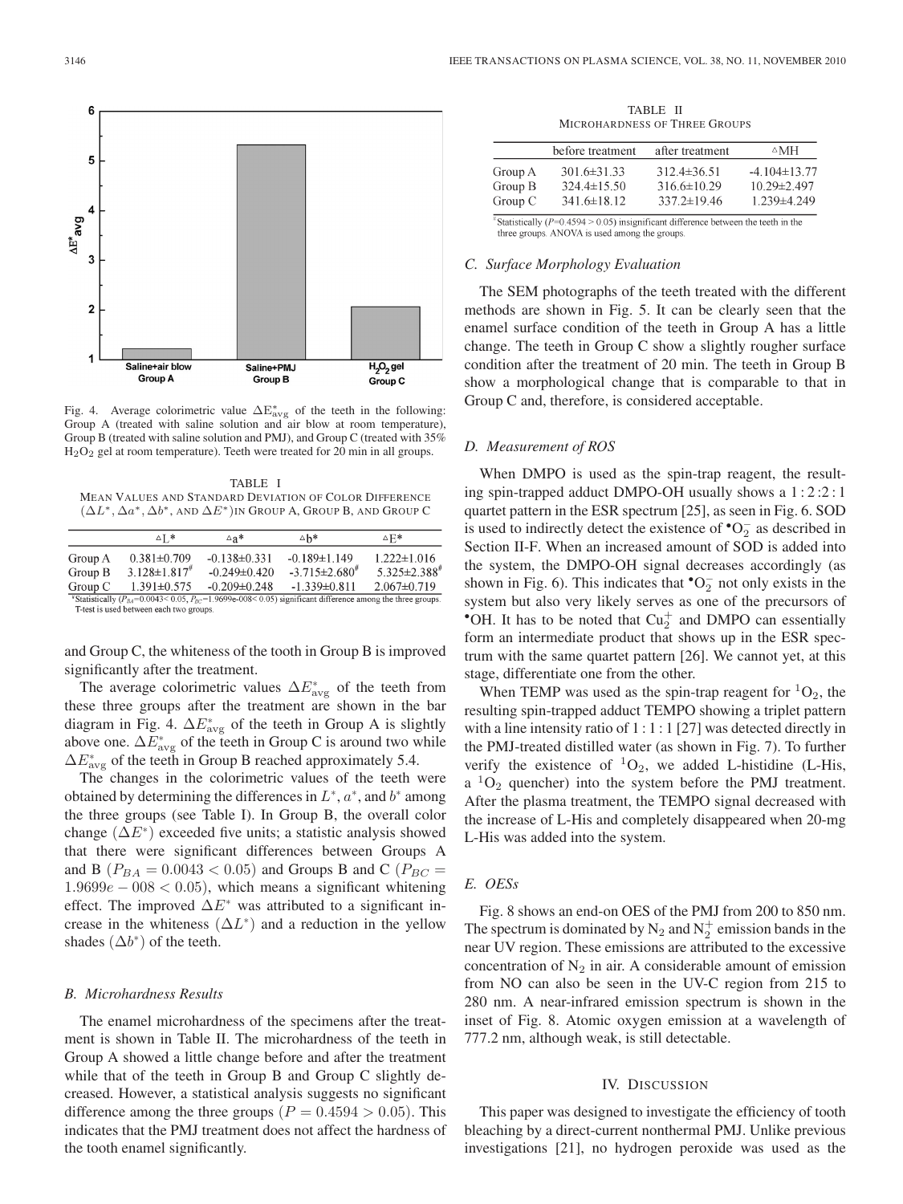Fig. 4. Average colorimetric value $\Delta E^*_{avg}$ of the teeth in the following: Group A (treated with saline solution and air blow at room temperature), Group B (treated with saline solution and PMJ), and Group C (treated with 35% $H_2O_2$ gel at room temperature). Teeth were treated for 20 min in all groups.

TABLE I
MEAN VALUES AND STANDARD DEVIATION OF COLOR DIFFERENCE ($\Delta L^*$, $\Delta a^*$, $\Delta b^*$, AND $\Delta E^*$) IN GROUP A, GROUP B, AND GROUP C

| | ΔL* | Δa* | Δb* | ΔE* |
|---|---|---|---|---|
| Group A | 0.381±0.709 | -0.138±0.331 | -0.189±1.149 | 1.222±1.016 |
| Group B | 3.128±1.817[#] | -0.249±0.420 | -3.715±2.680[#] | 5.325±2.388[#] |
| Group C | 1.391±0.575 | -0.209±0.248 | -1.339±0.811 | 2.067±0.719 |

[#]Statistically ($P_{BA}$=0.0043< 0.05, $P_{BC}$=1.9699e-008< 0.05) significant difference among the three groups. T-test is used between each two groups.

and Group C, the whiteness of the tooth in Group B is improved significantly after the treatment.

The average colorimetric values $\Delta E^*_{avg}$ of the teeth from these three groups after the treatment are shown in the bar diagram in Fig. 4. $\Delta E^*_{avg}$ of the teeth in Group A is slightly above one. $\Delta E^*_{avg}$ of the teeth in Group C is around two while $\Delta E^*_{avg}$ of the teeth in Group B reached approximately 5.4.

The changes in the colorimetric values of the teeth were obtained by determining the differences in $L^*$, $a^*$, and $b^*$ among the three groups (see Table I). In Group B, the overall color change ($\Delta E^*$) exceeded five units; a statistic analysis showed that there were significant differences between Groups A and B ($P_{BA} = 0.0043 < 0.05$) and Groups B and C ($P_{BC} = 1.9699e - 008 < 0.05$), which means a significant whitening effect. The improved $\Delta E^*$ was attributed to a significant increase in the whiteness ($\Delta L^*$) and a reduction in the yellow shades ($\Delta b^*$) of the teeth.

### B. Microhardness Results

The enamel microhardness of the specimens after the treatment is shown in Table II. The microhardness of the teeth in Group A showed a little change before and after the treatment while that of the teeth in Group B and Group C slightly decreased. However, a statistical analysis suggests no significant difference among the three groups ($P = 0.4594 > 0.05$). This indicates that the PMJ treatment does not affect the hardness of the tooth enamel significantly.

TABLE II
MICROHARDNESS OF THREE GROUPS

| | before treatment | after treatment | ΔMH |
|---|---|---|---|
| Group A | 301.6±31.33 | 312.4±36.51 | -4.104±13.77 |
| Group B | 324.4±15.50 | 316.6±10.29 | 10.29±2.497 |
| Group C | 341.6±18.12 | 337.2±19.46 | 1.239±4.249 |

[*]Statistically ($P$=0.4594 > 0.05) insignificant difference between the teeth in the three groups. ANOVA is used among the groups.

### C. Surface Morphology Evaluation

The SEM photographs of the teeth treated with the different methods are shown in Fig. 5. It can be clearly seen that the enamel surface condition of the teeth in Group A has a little change. The teeth in Group C show a slightly rougher surface condition after the treatment of 20 min. The teeth in Group B show a morphological change that is comparable to that in Group C and, therefore, is considered acceptable.

### D. Measurement of ROS

When DMPO is used as the spin-trap reagent, the resulting spin-trapped adduct DMPO-OH usually shows a 1 : 2 : 2 : 1 quartet pattern in the ESR spectrum [25], as seen in Fig. 6. SOD is used to indirectly detect the existence of $^{\bullet}O_2^-$ as described in Section II-F. When an increased amount of SOD is added into the system, the DMPO-OH signal decreases accordingly (as shown in Fig. 6). This indicates that $^{\bullet}O_2^-$ not only exists in the system but also very likely serves as one of the precursors of $^{\bullet}$OH. It has to be noted that $Cu_2^+$ and DMPO can essentially form an intermediate product that shows up in the ESR spectrum with the same quartet pattern [26]. We cannot yet, at this stage, differentiate one from the other.

When TEMP was used as the spin-trap reagent for $^1O_2$, the resulting spin-trapped adduct TEMPO showing a triplet pattern with a line intensity ratio of 1 : 1 : 1 [27] was detected directly in the PMJ-treated distilled water (as shown in Fig. 7). To further verify the existence of $^1O_2$, we added L-histidine (L-His, a $^1O_2$ quencher) into the system before the PMJ treatment. After the plasma treatment, the TEMPO signal decreased with the increase of L-His and completely disappeared when 20-mg L-His was added into the system.

### E. OESs

Fig. 8 shows an end-on OES of the PMJ from 200 to 850 nm. The spectrum is dominated by $N_2$ and $N_2^+$ emission bands in the near UV region. These emissions are attributed to the excessive concentration of $N_2$ in air. A considerable amount of emission from NO can also be seen in the UV-C region from 215 to 280 nm. A near-infrared emission spectrum is shown in the inset of Fig. 8. Atomic oxygen emission at a wavelength of 777.2 nm, although weak, is still detectable.

## IV. DISCUSSION

This paper was designed to investigate the efficiency of tooth bleaching by a direct-current nonthermal PMJ. Unlike previous investigations [21], no hydrogen peroxide was used as the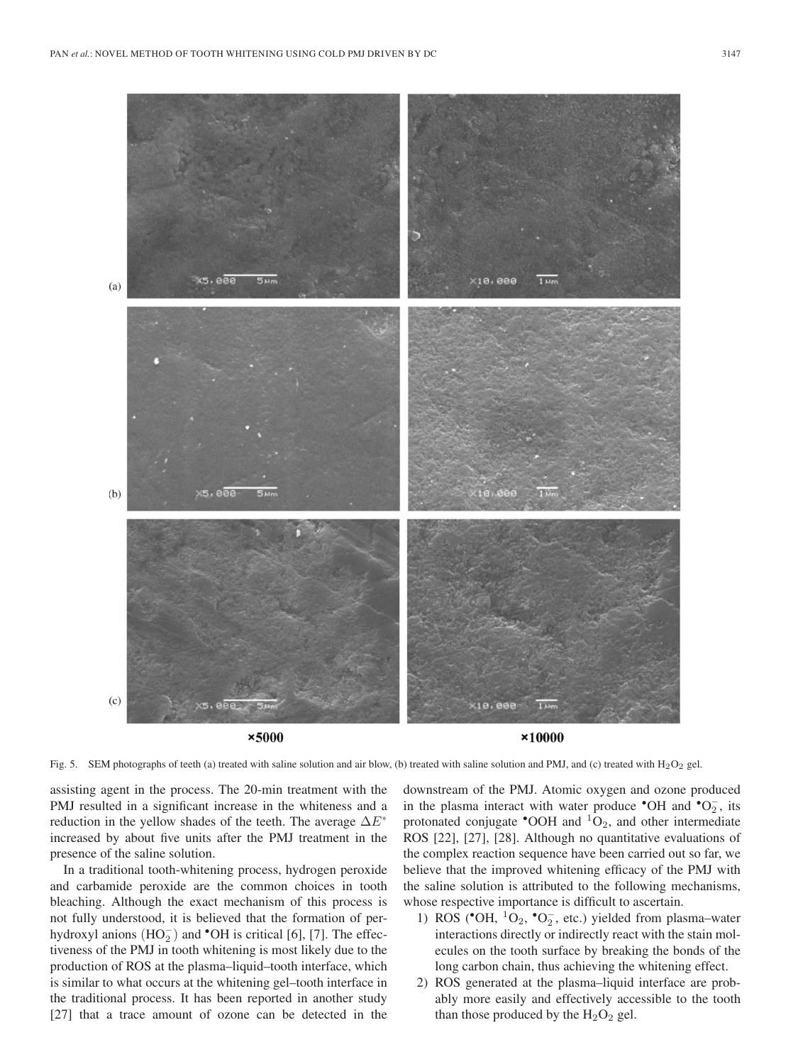Fig. 5. SEM photographs of teeth (a) treated with saline solution and air blow, (b) treated with saline solution and PMJ, and (c) treated with $H_2O_2$ gel.

assisting agent in the process. The 20-min treatment with the PMJ resulted in a significant increase in the whiteness and a reduction in the yellow shades of the teeth. The average $\Delta E^*$ increased by about five units after the PMJ treatment in the presence of the saline solution.

In a traditional tooth-whitening process, hydrogen peroxide and carbamide peroxide are the common choices in tooth bleaching. Although the exact mechanism of this process is not fully understood, it is believed that the formation of perhydroxyl anions $(HO_2^-)$ and $^\bullet OH$ is critical [6], [7]. The effectiveness of the PMJ in tooth whitening is most likely due to the production of ROS at the plasma–liquid–tooth interface, which is similar to what occurs at the whitening gel–tooth interface in the traditional process. It has been reported in another study [27] that a trace amount of ozone can be detected in the downstream of the PMJ. Atomic oxygen and ozone produced in the plasma interact with water produce $^\bullet OH$ and $^\bullet O_2^-$, its protonated conjugate $^\bullet OOH$ and $^1O_2$, and other intermediate ROS [22], [27], [28]. Although no quantitative evaluations of the complex reaction sequence have been carried out so far, we believe that the improved whitening efficacy of the PMJ with the saline solution is attributed to the following mechanisms, whose respective importance is difficult to ascertain.

1) ROS ($^\bullet OH$, $^1O_2$, $^\bullet O_2^-$, etc.) yielded from plasma–water interactions directly or indirectly react with the stain molecules on the tooth surface by breaking the bonds of the long carbon chain, thus achieving the whitening effect.
2) ROS generated at the plasma–liquid interface are probably more easily and effectively accessible to the tooth than those produced by the $H_2O_2$ gel.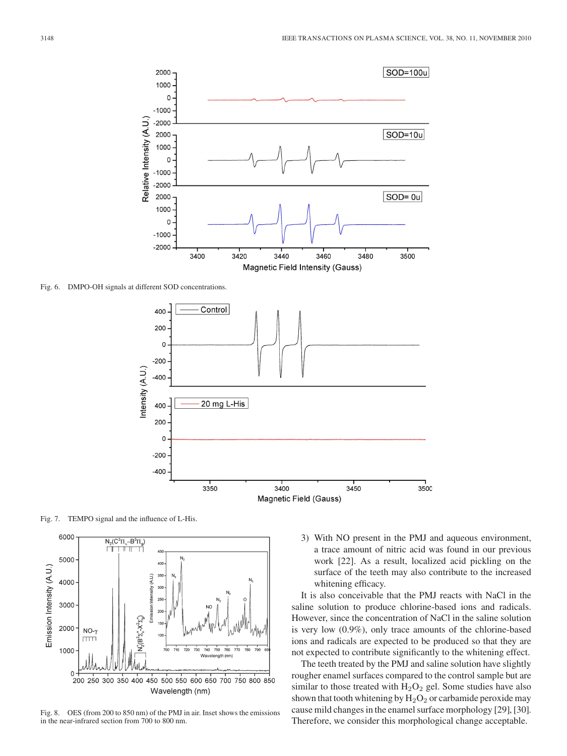Fig. 6. DMPO-OH signals at different SOD concentrations.

Fig. 7. TEMPO signal and the influence of L-His.

Fig. 8. OES (from 200 to 850 nm) of the PMJ in air. Inset shows the emissions in the near-infrared section from 700 to 800 nm.

3) With NO present in the PMJ and aqueous environment, a trace amount of nitric acid was found in our previous work [22]. As a result, localized acid pickling on the surface of the teeth may also contribute to the increased whitening efficacy.

It is also conceivable that the PMJ reacts with NaCl in the saline solution to produce chlorine-based ions and radicals. However, since the concentration of NaCl in the saline solution is very low (0.9%), only trace amounts of the chlorine-based ions and radicals are expected to be produced so that they are not expected to contribute significantly to the whitening effect.

The teeth treated by the PMJ and saline solution have slightly rougher enamel surfaces compared to the control sample but are similar to those treated with $H_2O_2$ gel. Some studies have also shown that tooth whitening by $H_2O_2$ or carbamide peroxide may cause mild changes in the enamel surface morphology [29], [30]. Therefore, we consider this morphological change acceptable.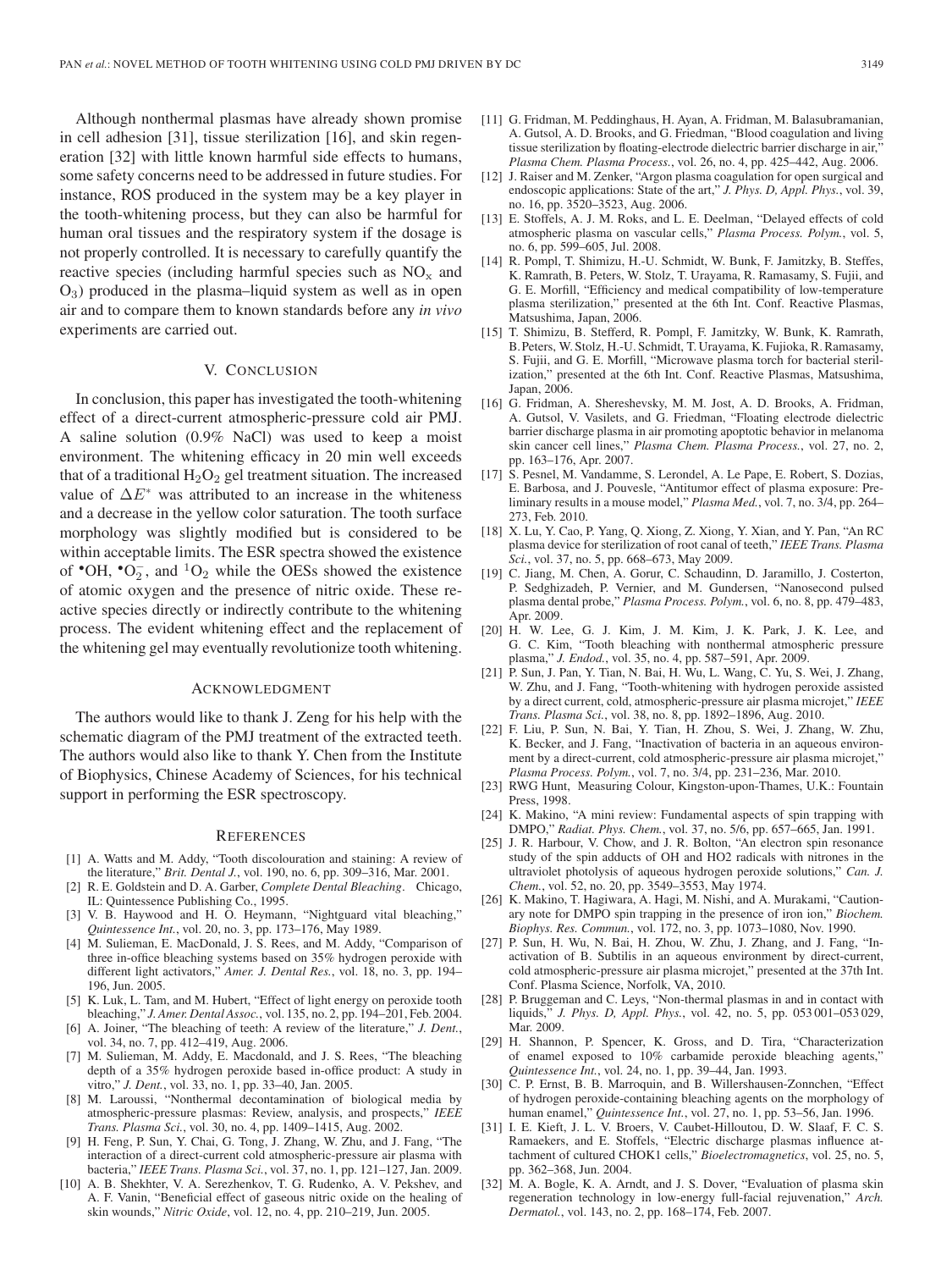Although nonthermal plasmas have already shown promise in cell adhesion [31], tissue sterilization [16], and skin regeneration [32] with little known harmful side effects to humans, some safety concerns need to be addressed in future studies. For instance, ROS produced in the system may be a key player in the tooth-whitening process, but they can also be harmful for human oral tissues and the respiratory system if the dosage is not properly controlled. It is necessary to carefully quantify the reactive species (including harmful species such as $NO_x$ and $O_3$) produced in the plasma–liquid system as well as in open air and to compare them to known standards before any *in vivo* experiments are carried out.

## V. Conclusion

In conclusion, this paper has investigated the tooth-whitening effect of a direct-current atmospheric-pressure cold air PMJ. A saline solution (0.9% NaCl) was used to keep a moist environment. The whitening efficacy in 20 min well exceeds that of a traditional $H_2O_2$ gel treatment situation. The increased value of $\Delta E^*$ was attributed to an increase in the whiteness and a decrease in the yellow color saturation. The tooth surface morphology was slightly modified but is considered to be within acceptable limits. The ESR spectra showed the existence of $^{\bullet}OH$, $^{\bullet}O_2^-$, and $^1O_2$ while the OESs showed the existence of atomic oxygen and the presence of nitric oxide. These reactive species directly or indirectly contribute to the whitening process. The evident whitening effect and the replacement of the whitening gel may eventually revolutionize tooth whitening.

## Acknowledgment

The authors would like to thank J. Zeng for his help with the schematic diagram of the PMJ treatment of the extracted teeth. The authors would also like to thank Y. Chen from the Institute of Biophysics, Chinese Academy of Sciences, for his technical support in performing the ESR spectroscopy.

## References

[1] A. Watts and M. Addy, "Tooth discolouration and staining: A review of the literature," *Brit. Dental J.*, vol. 190, no. 6, pp. 309–316, Mar. 2001.

[2] R. E. Goldstein and D. A. Garber, *Complete Dental Bleaching*. Chicago, IL: Quintessence Publishing Co., 1995.

[3] V. B. Haywood and H. O. Heymann, "Nightguard vital bleaching," *Quintessence Int.*, vol. 20, no. 3, pp. 173–176, May 1989.

[4] M. Sulieman, E. MacDonald, J. S. Rees, and M. Addy, "Comparison of three in-office bleaching systems based on 35% hydrogen peroxide with different light activators," *Amer. J. Dental Res.*, vol. 18, no. 3, pp. 194–196, Jun. 2005.

[5] K. Luk, L. Tam, and M. Hubert, "Effect of light energy on peroxide tooth bleaching," *J. Amer. Dental Assoc.*, vol. 135, no. 2, pp. 194–201, Feb. 2004.

[6] A. Joiner, "The bleaching of teeth: A review of the literature," *J. Dent.*, vol. 34, no. 7, pp. 412–419, Aug. 2006.

[7] M. Sulieman, M. Addy, E. Macdonald, and J. S. Rees, "The bleaching depth of a 35% hydrogen peroxide based in-office product: A study in vitro," *J. Dent.*, vol. 33, no. 1, pp. 33–40, Jan. 2005.

[8] M. Laroussi, "Nonthermal decontamination of biological media by atmospheric-pressure plasmas: Review, analysis, and prospects," *IEEE Trans. Plasma Sci.*, vol. 30, no. 4, pp. 1409–1415, Aug. 2002.

[9] H. Feng, P. Sun, Y. Chai, G. Tong, J. Zhang, W. Zhu, and J. Fang, "The interaction of a direct-current cold atmospheric-pressure air plasma with bacteria," *IEEE Trans. Plasma Sci.*, vol. 37, no. 1, pp. 121–127, Jan. 2009.

[10] A. B. Shekhter, V. A. Serezhenkov, T. G. Rudenko, A. V. Pekshev, and A. F. Vanin, "Beneficial effect of gaseous nitric oxide on the healing of skin wounds," *Nitric Oxide*, vol. 12, no. 4, pp. 210–219, Jun. 2005.

[11] G. Fridman, M. Peddinghaus, H. Ayan, A. Fridman, M. Balasubramanian, A. Gutsol, A. D. Brooks, and G. Friedman, "Blood coagulation and living tissue sterilization by floating-electrode dielectric barrier discharge in air," *Plasma Chem. Plasma Process.*, vol. 26, no. 4, pp. 425–442, Aug. 2006.

[12] J. Raiser and M. Zenker, "Argon plasma coagulation for open surgical and endoscopic applications: State of the art," *J. Phys. D, Appl. Phys.*, vol. 39, no. 16, pp. 3520–3523, Aug. 2006.

[13] E. Stoffels, A. J. M. Roks, and L. E. Deelman, "Delayed effects of cold atmospheric plasma on vascular cells," *Plasma Process. Polym.*, vol. 5, no. 6, pp. 599–605, Jul. 2008.

[14] R. Pompl, T. Shimizu, H.-U. Schmidt, W. Bunk, F. Jamitzky, B. Steffes, K. Ramrath, B. Peters, W. Stolz, T. Urayama, R. Ramasamy, S. Fujii, and G. E. Morfill, "Efficiency and medical compatibility of low-temperature plasma sterilization," presented at the 6th Int. Conf. Reactive Plasmas, Matsushima, Japan, 2006.

[15] T. Shimizu, B. Stefferd, R. Pompl, F. Jamitzky, W. Bunk, K. Ramrath, B. Peters, W. Stolz, H.-U. Schmidt, T. Urayama, K. Fujioka, R. Ramasamy, S. Fujii, and G. E. Morfill, "Microwave plasma torch for bacterial sterilization," presented at the 6th Int. Conf. Reactive Plasmas, Matsushima, Japan, 2006.

[16] G. Fridman, A. Shereshevsky, M. M. Jost, A. D. Brooks, A. Fridman, A. Gutsol, V. Vasilets, and G. Friedman, "Floating electrode dielectric barrier discharge plasma in air promoting apoptotic behavior in melanoma skin cancer cell lines," *Plasma Chem. Plasma Process.*, vol. 27, no. 2, pp. 163–176, Apr. 2007.

[17] S. Pesnel, M. Vandamme, S. Lerondel, A. Le Pape, E. Robert, S. Dozias, E. Barbosa, and J. Pouvesle, "Antitumor effect of plasma exposure: Preliminary results in a mouse model," *Plasma Med.*, vol. 7, no. 3/4, pp. 264–273, Feb. 2010.

[18] X. Lu, Y. Cao, P. Yang, Q. Xiong, Z. Xiong, Y. Xian, and Y. Pan, "An RC plasma device for sterilization of root canal of teeth," *IEEE Trans. Plasma Sci.*, vol. 37, no. 5, pp. 668–673, May 2009.

[19] C. Jiang, M. Chen, A. Gorur, C. Schaudinn, D. Jaramillo, J. Costerton, P. Sedghizadeh, P. Vernier, and M. Gundersen, "Nanosecond pulsed plasma dental probe," *Plasma Process. Polym.*, vol. 6, no. 8, pp. 479–483, Apr. 2009.

[20] H. W. Lee, G. J. Kim, J. M. Kim, J. K. Park, J. K. Lee, and G. C. Kim, "Tooth bleaching with nonthermal atmospheric pressure plasma," *J. Endod.*, vol. 35, no. 4, pp. 587–591, Apr. 2009.

[21] P. Sun, J. Pan, Y. Tian, N. Bai, H. Wu, L. Wang, C. Yu, S. Wei, J. Zhang, W. Zhu, and J. Fang, "Tooth-whitening with hydrogen peroxide assisted by a direct current, cold, atmospheric-pressure air plasma microjet," *IEEE Trans. Plasma Sci.*, vol. 38, no. 8, pp. 1892–1896, Aug. 2010.

[22] F. Liu, P. Sun, N. Bai, Y. Tian, H. Zhou, S. Wei, J. Zhang, W. Zhu, K. Becker, and J. Fang, "Inactivation of bacteria in an aqueous environment by a direct-current, cold atmospheric-pressure air plasma microjet," *Plasma Process. Polym.*, vol. 7, no. 3/4, pp. 231–236, Mar. 2010.

[23] RWG Hunt, Measuring Colour, Kingston-upon-Thames, U.K.: Fountain Press, 1998.

[24] K. Makino, "A mini review: Fundamental aspects of spin trapping with DMPO," *Radiat. Phys. Chem.*, vol. 37, no. 5/6, pp. 657–665, Jan. 1991.

[25] J. R. Harbour, V. Chow, and J. R. Bolton, "An electron spin resonance study of the spin adducts of OH and HO2 radicals with nitrones in the ultraviolet photolysis of aqueous hydrogen peroxide solutions," *Can. J. Chem.*, vol. 52, no. 20, pp. 3549–3553, May 1974.

[26] K. Makino, T. Hagiwara, A. Hagi, M. Nishi, and A. Murakami, "Cautionary note for DMPO spin trapping in the presence of iron ion," *Biochem. Biophys. Res. Commun.*, vol. 172, no. 3, pp. 1073–1080, Nov. 1990.

[27] P. Sun, H. Wu, N. Bai, H. Zhou, W. Zhu, J. Zhang, and J. Fang, "Inactivation of B. Subtilis in an aqueous environment by direct-current, cold atmospheric-pressure air plasma microjet," presented at the 37th Int. Conf. Plasma Science, Norfolk, VA, 2010.

[28] P. Bruggeman and C. Leys, "Non-thermal plasmas in and in contact with liquids," *J. Phys. D, Appl. Phys.*, vol. 42, no. 5, pp. 053 001–053 029, Mar. 2009.

[29] H. Shannon, P. Spencer, K. Gross, and D. Tira, "Characterization of enamel exposed to 10% carbamide peroxide bleaching agents," *Quintessence Int.*, vol. 24, no. 1, pp. 39–44, Jan. 1993.

[30] C. P. Ernst, B. B. Marroquin, and B. Willershausen-Zonnchen, "Effect of hydrogen peroxide-containing bleaching agents on the morphology of human enamel," *Quintessence Int.*, vol. 27, no. 1, pp. 53–56, Jan. 1996.

[31] I. E. Kieft, J. L. V. Broers, V. Caubet-Hilloutou, D. W. Slaaf, F. C. S. Ramaekers, and E. Stoffels, "Electric discharge plasmas influence attachment of cultured CHOK1 cells," *Bioelectromagnetics*, vol. 25, no. 5, pp. 362–368, Jun. 2004.

[32] M. A. Bogle, K. A. Arndt, and J. S. Dover, "Evaluation of plasma skin regeneration technology in low-energy full-facial rejuvenation," *Arch. Dermatol.*, vol. 143, no. 2, pp. 168–174, Feb. 2007.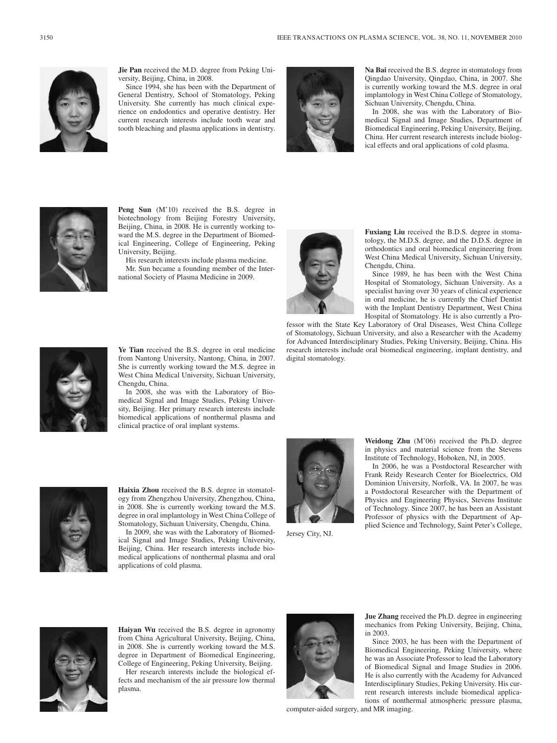**Jie Pan** received the M.D. degree from Peking University, Beijing, China, in 2008.

Since 1994, she has been with the Department of General Dentistry, School of Stomatology, Peking University. She currently has much clinical experience on endodontics and operative dentistry. Her current research interests include tooth wear and tooth bleaching and plasma applications in dentistry.

**Peng Sun** (M'10) received the B.S. degree in biotechnology from Beijing Forestry University, Beijing, China, in 2008. He is currently working toward the M.S. degree in the Department of Biomedical Engineering, College of Engineering, Peking University, Beijing.

His research interests include plasma medicine.

Mr. Sun became a founding member of the International Society of Plasma Medicine in 2009.

**Ye Tian** received the B.S. degree in oral medicine from Nantong University, Nantong, China, in 2007. She is currently working toward the M.S. degree in West China Medical University, Sichuan University, Chengdu, China.

In 2008, she was with the Laboratory of Biomedical Signal and Image Studies, Peking University, Beijing. Her primary research interests include biomedical applications of nonthermal plasma and clinical practice of oral implant systems.

**Haixia Zhou** received the B.S. degree in stomatology from Zhengzhou University, Zhengzhou, China, in 2008. She is currently working toward the M.S. degree in oral implantology in West China College of Stomatology, Sichuan University, Chengdu, China.

In 2009, she was with the Laboratory of Biomedical Signal and Image Studies, Peking University, Beijing, China. Her research interests include biomedical applications of nonthermal plasma and oral applications of cold plasma.

**Haiyan Wu** received the B.S. degree in agronomy from China Agricultural University, Beijing, China, in 2008. She is currently working toward the M.S. degree in Department of Biomedical Engineering, College of Engineering, Peking University, Beijing.

Her research interests include the biological effects and mechanism of the air pressure low thermal plasma.

**Na Bai** received the B.S. degree in stomatology from Qingdao University, Qingdao, China, in 2007. She is currently working toward the M.S. degree in oral implantology in West China College of Stomatology, Sichuan University, Chengdu, China.

In 2008, she was with the Laboratory of Biomedical Signal and Image Studies, Department of Biomedical Engineering, Peking University, Beijing, China. Her current research interests include biological effects and oral applications of cold plasma.

**Fuxiang Liu** received the B.D.S. degree in stomatology, the M.D.S. degree, and the D.D.S. degree in orthodontics and oral biomedical engineering from West China Medical University, Sichuan University, Chengdu, China.

Since 1989, he has been with the West China Hospital of Stomatology, Sichuan University. As a specialist having over 30 years of clinical experience in oral medicine, he is currently the Chief Dentist with the Implant Dentistry Department, West China Hospital of Stomatology. He is also currently a Professor with the State Key Laboratory of Oral Diseases, West China College of Stomatology, Sichuan University, and also a Researcher with the Academy for Advanced Interdisciplinary Studies, Peking University, Beijing, China. His research interests include oral biomedical engineering, implant dentistry, and digital stomatology.

**Weidong Zhu** (M'06) received the Ph.D. degree in physics and material science from the Stevens Institute of Technology, Hoboken, NJ, in 2005.

In 2006, he was a Postdoctoral Researcher with Frank Reidy Research Center for Bioelectrics, Old Dominion University, Norfolk, VA. In 2007, he was a Postdoctoral Researcher with the Department of Physics and Engineering Physics, Stevens Institute of Technology. Since 2007, he has been an Assistant Professor of physics with the Department of Applied Science and Technology, Saint Peter's College, Jersey City, NJ.

**Jue Zhang** received the Ph.D. degree in engineering mechanics from Peking University, Beijing, China, in 2003.

Since 2003, he has been with the Department of Biomedical Engineering, Peking University, where he was an Associate Professor to lead the Laboratory of Biomedical Signal and Image Studies in 2006. He is also currently with the Academy for Advanced Interdisciplinary Studies, Peking University. His current research interests include biomedical applications of nonthermal atmospheric pressure plasma, computer-aided surgery, and MR imaging.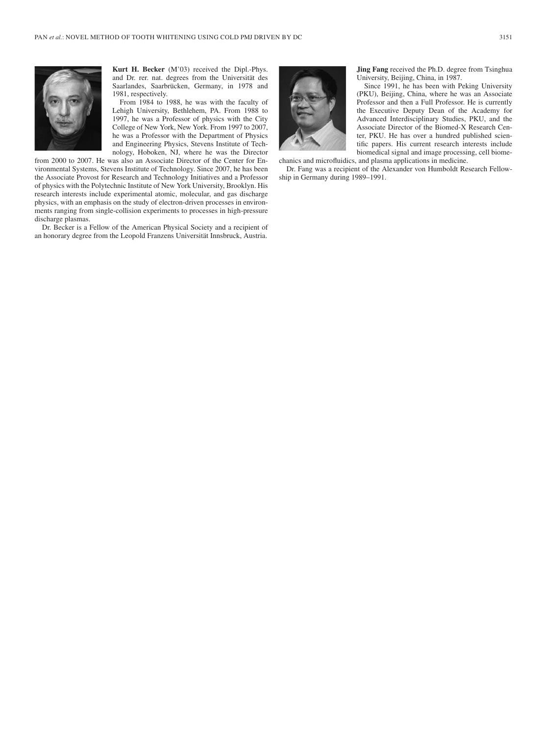**Kurt H. Becker** (M'03) received the Dipl.-Phys. and Dr. rer. nat. degrees from the Universität des Saarlandes, Saarbrücken, Germany, in 1978 and 1981, respectively.

From 1984 to 1988, he was with the faculty of Lehigh University, Bethlehem, PA. From 1988 to 1997, he was a Professor of physics with the City College of New York, New York. From 1997 to 2007, he was a Professor with the Department of Physics and Engineering Physics, Stevens Institute of Technology, Hoboken, NJ, where he was the Director from 2000 to 2007. He was also an Associate Director of the Center for Environmental Systems, Stevens Institute of Technology. Since 2007, he has been the Associate Provost for Research and Technology Initiatives and a Professor of physics with the Polytechnic Institute of New York University, Brooklyn. His research interests include experimental atomic, molecular, and gas discharge physics, with an emphasis on the study of electron-driven processes in environments ranging from single-collision experiments to processes in high-pressure discharge plasmas.

Dr. Becker is a Fellow of the American Physical Society and a recipient of an honorary degree from the Leopold Franzens Universität Innsbruck, Austria.

**Jing Fang** received the Ph.D. degree from Tsinghua University, Beijing, China, in 1987.

Since 1991, he has been with Peking University (PKU), Beijing, China, where he was an Associate Professor and then a Full Professor. He is currently the Executive Deputy Dean of the Academy for Advanced Interdisciplinary Studies, PKU, and the Associate Director of the Biomed-X Research Center, PKU. He has over a hundred published scientific papers. His current research interests include biomedical signal and image processing, cell biomechanics and microfluidics, and plasma applications in medicine.

Dr. Fang was a recipient of the Alexander von Humboldt Research Fellowship in Germany during 1989–1991.